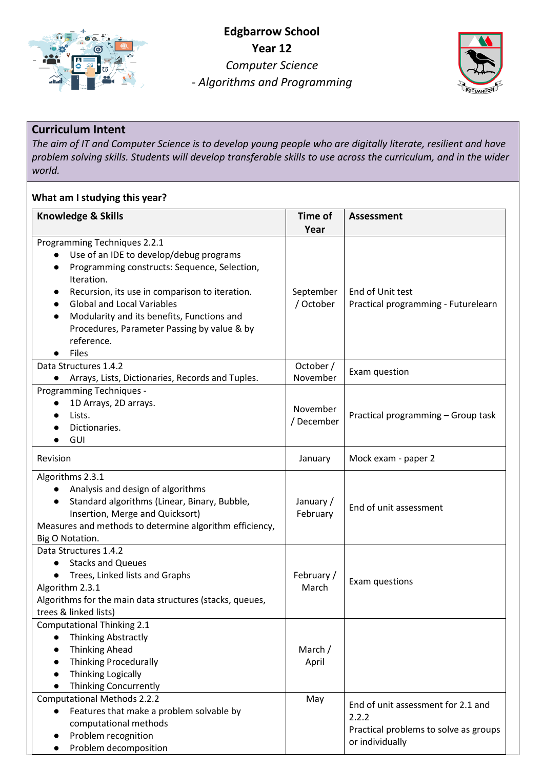# Edgbarrow School

## Year 12

*Computer Science*

*- Algorithms and Programming*

## Curriculum Intent

*The aim of IT and Computer Science is to develop young people who are digitally literate, resilient and have problem solving skills. Students will develop transferable skills to use across the curriculum, and in the wider world.*

### What am I studying this year?

| Knowledge & Skills | Time of Year | Assessment |
|---|---|---|
| Programming Techniques 2.2.1<br>● Use of an IDE to develop/debug programs<br>● Programming constructs: Sequence, Selection, Iteration.<br>● Recursion, its use in comparison to iteration.<br>● Global and Local Variables<br>● Modularity and its benefits, Functions and Procedures, Parameter Passing by value & by reference.<br>● Files | September / October | End of Unit test<br>Practical programming - Futurelearn |
| Data Structures 1.4.2<br>● Arrays, Lists, Dictionaries, Records and Tuples. | October / November | Exam question |
| Programming Techniques -<br>● 1D Arrays, 2D arrays.<br>● Lists.<br>● Dictionaries.<br>● GUI | November / December | Practical programming – Group task |
| Revision | January | Mock exam - paper 2 |
| Algorithms 2.3.1<br>● Analysis and design of algorithms<br>● Standard algorithms (Linear, Binary, Bubble, Insertion, Merge and Quicksort)<br>Measures and methods to determine algorithm efficiency, Big O Notation. | January / February | End of unit assessment |
| Data Structures 1.4.2<br>● Stacks and Queues<br>● Trees, Linked lists and Graphs<br>Algorithm 2.3.1<br>Algorithms for the main data structures (stacks, queues, trees & linked lists) | February / March | Exam questions |
| Computational Thinking 2.1<br>● Thinking Abstractly<br>● Thinking Ahead<br>● Thinking Procedurally<br>● Thinking Logically<br>● Thinking Concurrently | March / April | |
| Computational Methods 2.2.2<br>● Features that make a problem solvable by computational methods<br>● Problem recognition<br>● Problem decomposition | May | End of unit assessment for 2.1 and 2.2.2<br>Practical problems to solve as groups or individually |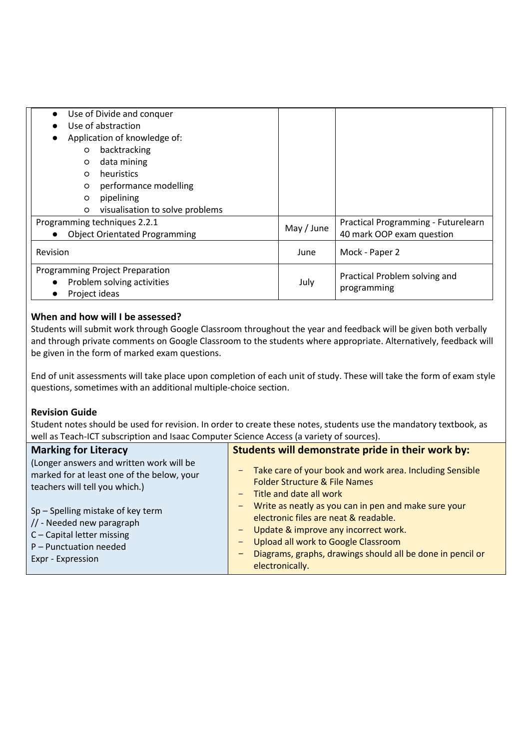| | | |
|---|---|---|
| <ul><li>Use of Divide and conquer</li><li>Use of abstraction</li><li>Application of knowledge of:<ul><li>backtracking</li><li>data mining</li><li>heuristics</li><li>performance modelling</li><li>pipelining</li><li>visualisation to solve problems</li></ul></li></ul> | | |
| Programming techniques 2.2.1<ul><li>Object Orientated Programming</li></ul> | May / June | Practical Programming - Futurelearn<br>40 mark OOP exam question |
| Revision | June | Mock - Paper 2 |
| Programming Project Preparation<ul><li>Problem solving activities</li><li>Project ideas</li></ul> | July | Practical Problem solving and programming |

**When and how will I be assessed?**

Students will submit work through Google Classroom throughout the year and feedback will be given both verbally and through private comments on Google Classroom to the students where appropriate. Alternatively, feedback will be given in the form of marked exam questions.

End of unit assessments will take place upon completion of each unit of study. These will take the form of exam style questions, sometimes with an additional multiple-choice section.

**Revision Guide**

Student notes should be used for revision. In order to create these notes, students use the mandatory textbook, as well as Teach-ICT subscription and Isaac Computer Science Access (a variety of sources).

| **Marking for Literacy** | **Students will demonstrate pride in their work by:** |
|---|---|
| (Longer answers and written work will be marked for at least one of the below, your teachers will tell you which.)<br><br>Sp – Spelling mistake of key term<br>// - Needed new paragraph<br>C – Capital letter missing<br>P – Punctuation needed<br>Expr - Expression | - Take care of your book and work area. Including Sensible Folder Structure & File Names<br>- Title and date all work<br>- Write as neatly as you can in pen and make sure your electronic files are neat & readable.<br>- Update & improve any incorrect work.<br>- Upload all work to Google Classroom<br>- Diagrams, graphs, drawings should all be done in pencil or electronically. |